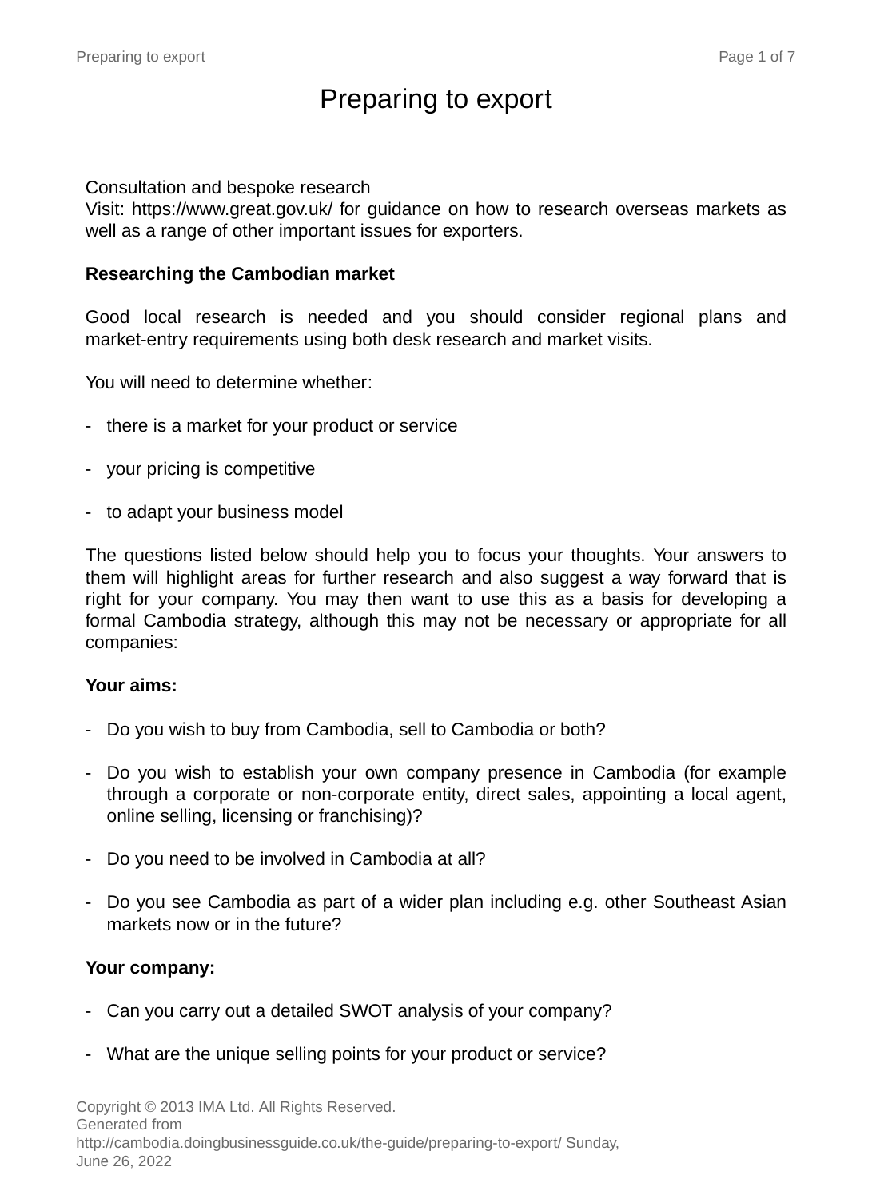# Preparing to export

Consultation and bespoke research
Visit: https://www.great.gov.uk/ for guidance on how to research overseas markets as well as a range of other important issues for exporters.

**Researching the Cambodian market**

Good local research is needed and you should consider regional plans and market-entry requirements using both desk research and market visits.

You will need to determine whether:

- there is a market for your product or service
- your pricing is competitive
- to adapt your business model

The questions listed below should help you to focus your thoughts. Your answers to them will highlight areas for further research and also suggest a way forward that is right for your company. You may then want to use this as a basis for developing a formal Cambodia strategy, although this may not be necessary or appropriate for all companies:

**Your aims:**

- Do you wish to buy from Cambodia, sell to Cambodia or both?
- Do you wish to establish your own company presence in Cambodia (for example through a corporate or non-corporate entity, direct sales, appointing a local agent, online selling, licensing or franchising)?
- Do you need to be involved in Cambodia at all?
- Do you see Cambodia as part of a wider plan including e.g. other Southeast Asian markets now or in the future?

**Your company:**

- Can you carry out a detailed SWOT analysis of your company?
- What are the unique selling points for your product or service?

Copyright © 2013 IMA Ltd. All Rights Reserved.
Generated from http://cambodia.doingbusinessguide.co.uk/the-guide/preparing-to-export/ Sunday, June 26, 2022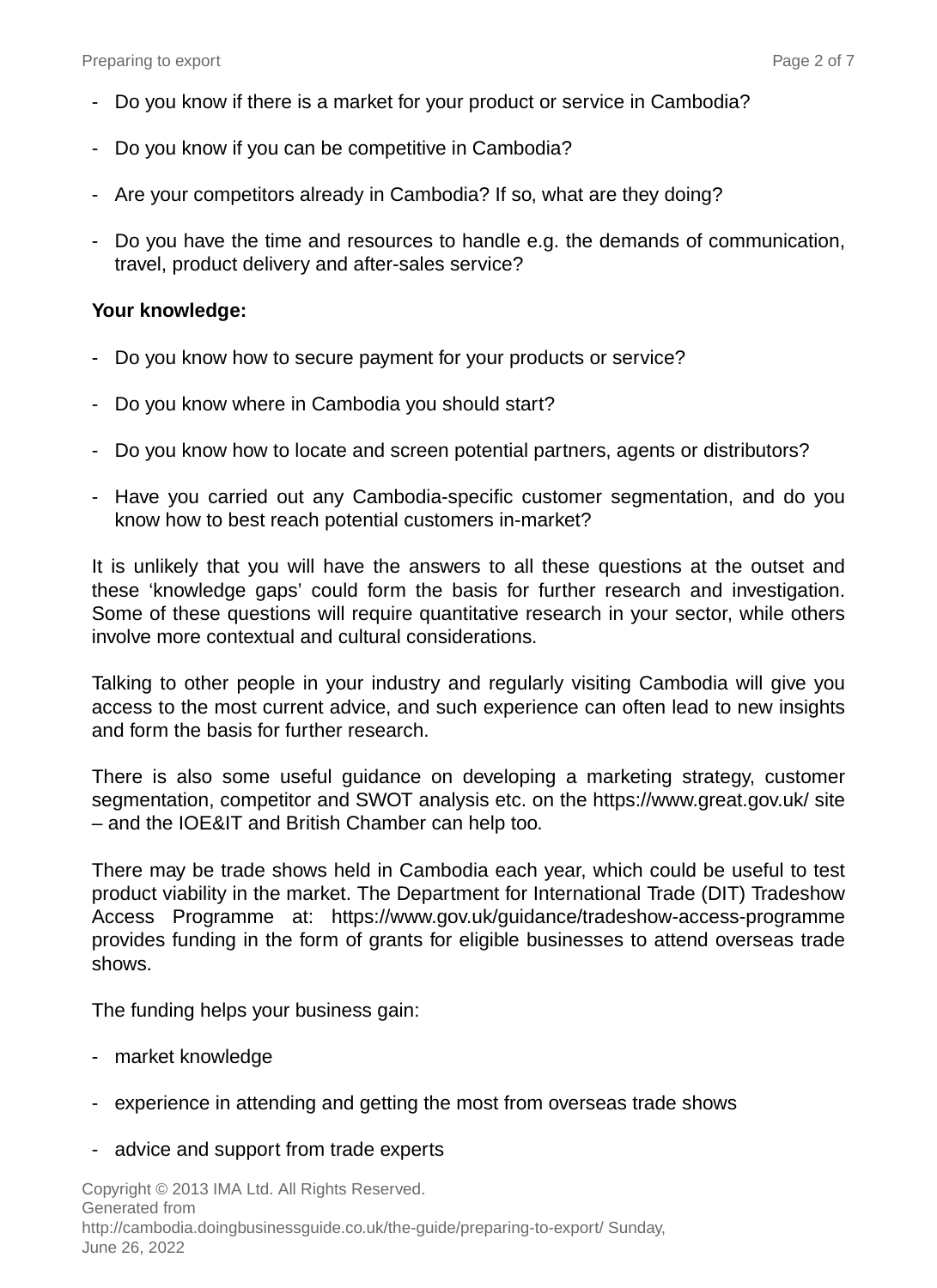- Do you know if there is a market for your product or service in Cambodia?
- Do you know if you can be competitive in Cambodia?
- Are your competitors already in Cambodia? If so, what are they doing?
- Do you have the time and resources to handle e.g. the demands of communication, travel, product delivery and after-sales service?

**Your knowledge:**

- Do you know how to secure payment for your products or service?
- Do you know where in Cambodia you should start?
- Do you know how to locate and screen potential partners, agents or distributors?
- Have you carried out any Cambodia-specific customer segmentation, and do you know how to best reach potential customers in-market?

It is unlikely that you will have the answers to all these questions at the outset and these 'knowledge gaps' could form the basis for further research and investigation. Some of these questions will require quantitative research in your sector, while others involve more contextual and cultural considerations.

Talking to other people in your industry and regularly visiting Cambodia will give you access to the most current advice, and such experience can often lead to new insights and form the basis for further research.

There is also some useful guidance on developing a marketing strategy, customer segmentation, competitor and SWOT analysis etc. on the https://www.great.gov.uk/ site – and the IOE&IT and British Chamber can help too.

There may be trade shows held in Cambodia each year, which could be useful to test product viability in the market. The Department for International Trade (DIT) Tradeshow Access Programme at: https://www.gov.uk/guidance/tradeshow-access-programme provides funding in the form of grants for eligible businesses to attend overseas trade shows.

The funding helps your business gain:

- market knowledge
- experience in attending and getting the most from overseas trade shows
- advice and support from trade experts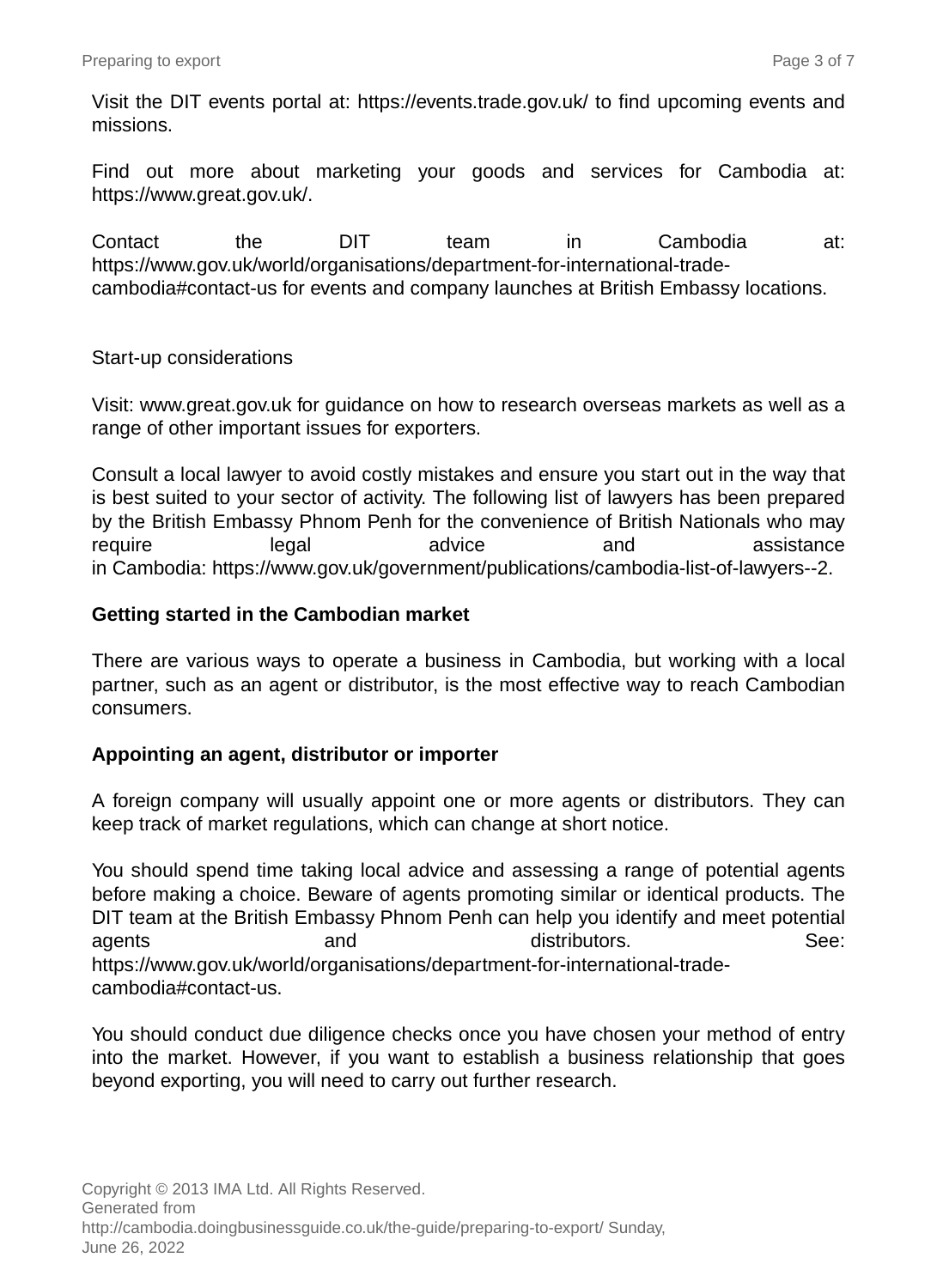Visit the DIT events portal at: https://events.trade.gov.uk/ to find upcoming events and missions.

Find out more about marketing your goods and services for Cambodia at: https://www.great.gov.uk/.

Contact the DIT team in Cambodia at: https://www.gov.uk/world/organisations/department-for-international-trade-cambodia#contact-us for events and company launches at British Embassy locations.

Start-up considerations

Visit: www.great.gov.uk for guidance on how to research overseas markets as well as a range of other important issues for exporters.

Consult a local lawyer to avoid costly mistakes and ensure you start out in the way that is best suited to your sector of activity. The following list of lawyers has been prepared by the British Embassy Phnom Penh for the convenience of British Nationals who may require legal advice and assistance in Cambodia: https://www.gov.uk/government/publications/cambodia-list-of-lawyers--2.

**Getting started in the Cambodian market**

There are various ways to operate a business in Cambodia, but working with a local partner, such as an agent or distributor, is the most effective way to reach Cambodian consumers.

**Appointing an agent, distributor or importer**

A foreign company will usually appoint one or more agents or distributors. They can keep track of market regulations, which can change at short notice.

You should spend time taking local advice and assessing a range of potential agents before making a choice. Beware of agents promoting similar or identical products. The DIT team at the British Embassy Phnom Penh can help you identify and meet potential agents and distributors. See: https://www.gov.uk/world/organisations/department-for-international-trade-cambodia#contact-us.

You should conduct due diligence checks once you have chosen your method of entry into the market. However, if you want to establish a business relationship that goes beyond exporting, you will need to carry out further research.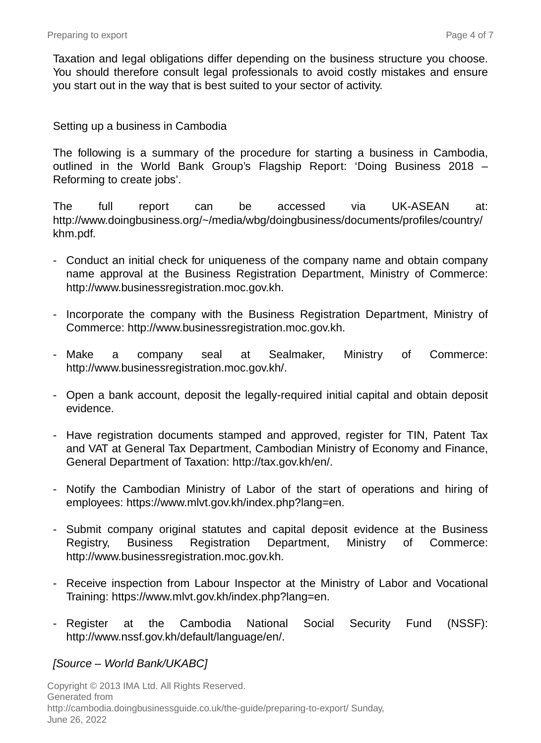Taxation and legal obligations differ depending on the business structure you choose. You should therefore consult legal professionals to avoid costly mistakes and ensure you start out in the way that is best suited to your sector of activity.

## Setting up a business in Cambodia

The following is a summary of the procedure for starting a business in Cambodia, outlined in the World Bank Group's Flagship Report: 'Doing Business 2018 – Reforming to create jobs'.

The full report can be accessed via UK-ASEAN at: http://www.doingbusiness.org/~/media/wbg/doingbusiness/documents/profiles/country/khm.pdf.

- Conduct an initial check for uniqueness of the company name and obtain company name approval at the Business Registration Department, Ministry of Commerce: http://www.businessregistration.moc.gov.kh.

- Incorporate the company with the Business Registration Department, Ministry of Commerce: http://www.businessregistration.moc.gov.kh.

- Make a company seal at Sealmaker, Ministry of Commerce: http://www.businessregistration.moc.gov.kh/.

- Open a bank account, deposit the legally-required initial capital and obtain deposit evidence.

- Have registration documents stamped and approved, register for TIN, Patent Tax and VAT at General Tax Department, Cambodian Ministry of Economy and Finance, General Department of Taxation: http://tax.gov.kh/en/.

- Notify the Cambodian Ministry of Labor of the start of operations and hiring of employees: https://www.mlvt.gov.kh/index.php?lang=en.

- Submit company original statutes and capital deposit evidence at the Business Registry, Business Registration Department, Ministry of Commerce: http://www.businessregistration.moc.gov.kh.

- Receive inspection from Labour Inspector at the Ministry of Labor and Vocational Training: https://www.mlvt.gov.kh/index.php?lang=en.

- Register at the Cambodia National Social Security Fund (NSSF): http://www.nssf.gov.kh/default/language/en/.

*[Source – World Bank/UKABC]*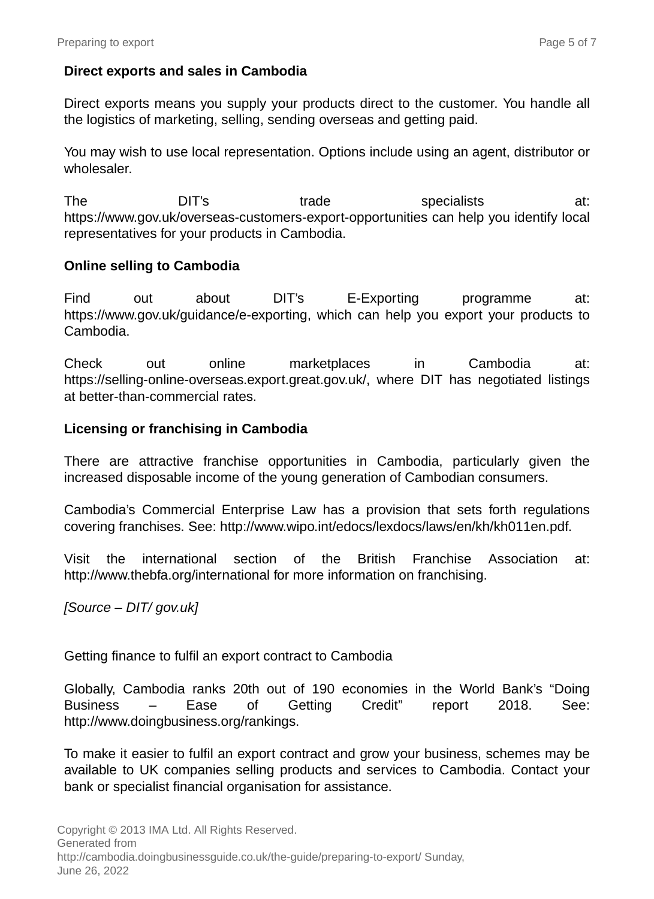**Direct exports and sales in Cambodia**

Direct exports means you supply your products direct to the customer. You handle all the logistics of marketing, selling, sending overseas and getting paid.

You may wish to use local representation. Options include using an agent, distributor or wholesaler.

The DIT's trade specialists at: https://www.gov.uk/overseas-customers-export-opportunities can help you identify local representatives for your products in Cambodia.

**Online selling to Cambodia**

Find out about DIT's E-Exporting programme at: https://www.gov.uk/guidance/e-exporting, which can help you export your products to Cambodia.

Check out online marketplaces in Cambodia at: https://selling-online-overseas.export.great.gov.uk/, where DIT has negotiated listings at better-than-commercial rates.

**Licensing or franchising in Cambodia**

There are attractive franchise opportunities in Cambodia, particularly given the increased disposable income of the young generation of Cambodian consumers.

Cambodia's Commercial Enterprise Law has a provision that sets forth regulations covering franchises. See: http://www.wipo.int/edocs/lexdocs/laws/en/kh/kh011en.pdf.

Visit the international section of the British Franchise Association at: http://www.thebfa.org/international for more information on franchising.

*[Source – DIT/ gov.uk]*

Getting finance to fulfil an export contract to Cambodia

Globally, Cambodia ranks 20th out of 190 economies in the World Bank's "Doing Business – Ease of Getting Credit" report 2018. See: http://www.doingbusiness.org/rankings.

To make it easier to fulfil an export contract and grow your business, schemes may be available to UK companies selling products and services to Cambodia. Contact your bank or specialist financial organisation for assistance.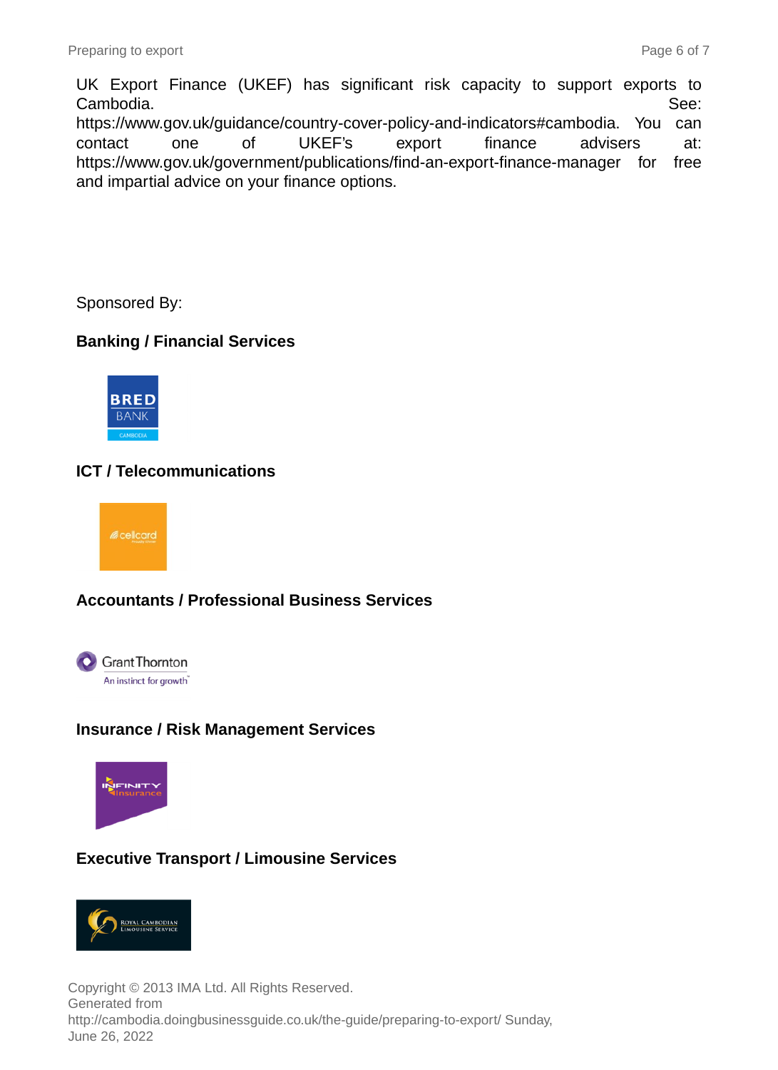UK Export Finance (UKEF) has significant risk capacity to support exports to Cambodia. See: https://www.gov.uk/guidance/country-cover-policy-and-indicators#cambodia. You can contact one of UKEF's export finance advisers at: https://www.gov.uk/government/publications/find-an-export-finance-manager for free and impartial advice on your finance options.

Sponsored By:

**Banking / Financial Services**

**ICT / Telecommunications**

**Accountants / Professional Business Services**

**Insurance / Risk Management Services**

**Executive Transport / Limousine Services**

Copyright © 2013 IMA Ltd. All Rights Reserved.
Generated from
http://cambodia.doingbusinessguide.co.uk/the-guide/preparing-to-export/ Sunday, June 26, 2022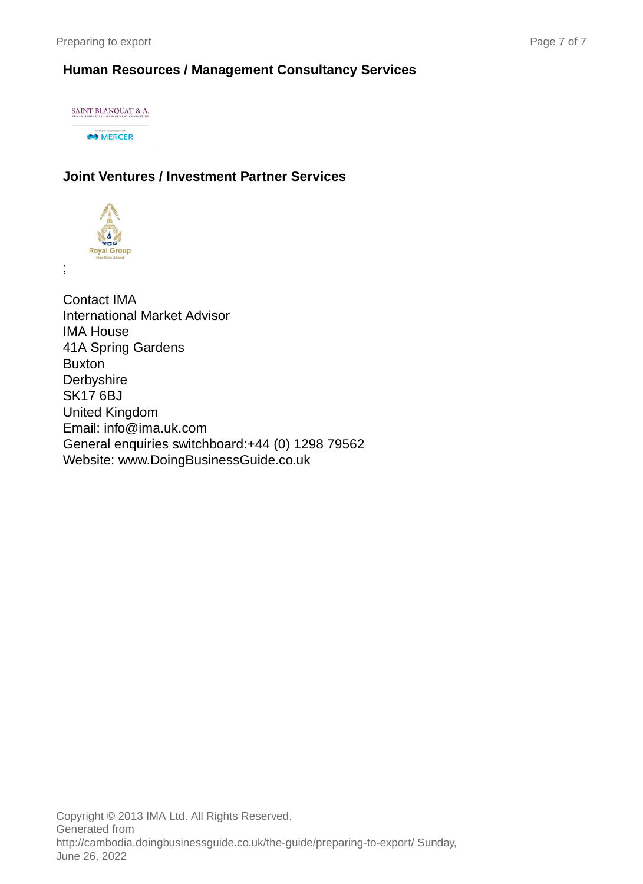### Human Resources / Management Consultancy Services

### Joint Ventures / Investment Partner Services

;

Contact IMA
International Market Advisor
IMA House
41A Spring Gardens
Buxton
Derbyshire
SK17 6BJ
United Kingdom
Email: info@ima.uk.com
General enquiries switchboard:+44 (0) 1298 79562
Website: www.DoingBusinessGuide.co.uk

Copyright © 2013 IMA Ltd. All Rights Reserved.
Generated from
http://cambodia.doingbusinessguide.co.uk/the-guide/preparing-to-export/ Sunday,
June 26, 2022